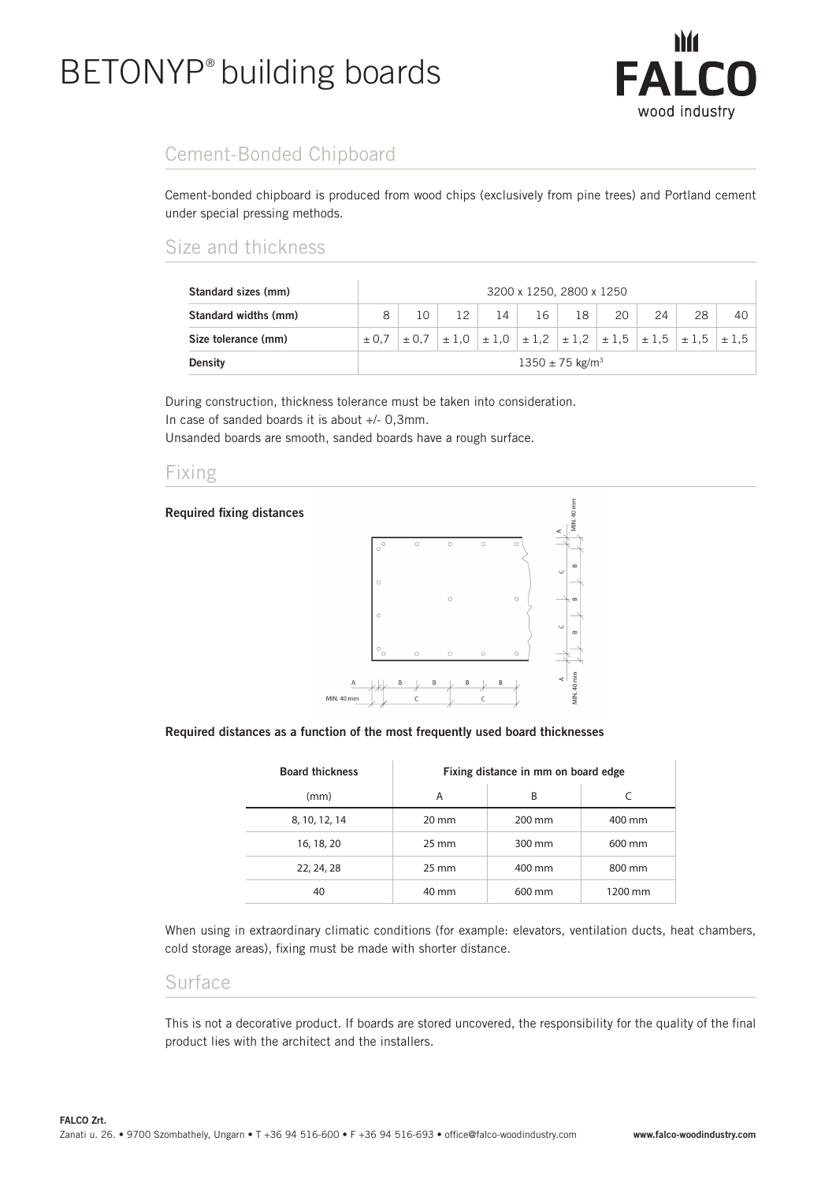# BETONYP® building boards

## Cement-Bonded Chipboard

Cement-bonded chipboard is produced from wood chips (exclusively from pine trees) and Portland cement under special pressing methods.

## Size and thickness

| Standard sizes (mm) | 3200 x 1250, 2800 x 1250 | | | | | | | | | |
|---|---|---|---|---|---|---|---|---|---|---|
| Standard widths (mm) | 8 | 10 | 12 | 14 | 16 | 18 | 20 | 24 | 28 | 40 |
| Size tolerance (mm) | ± 0,7 | ± 0,7 | ± 1,0 | ± 1,0 | ± 1,2 | ± 1,2 | ± 1,5 | ± 1,5 | ± 1,5 | ± 1,5 |
| Density | 1350 ± 75 kg/m³ | | | | | | | | | |

During construction, thickness tolerance must be taken into consideration.
In case of sanded boards it is about +/- 0,3mm.
Unsanded boards are smooth, sanded boards have a rough surface.

## Fixing

**Required fixing distances**

**Required distances as a function of the most frequently used board thicknesses**

| Board thickness | Fixing distance in mm on board edge | | |
|---|---|---|---|
| (mm) | A | B | C |
| 8, 10, 12, 14 | 20 mm | 200 mm | 400 mm |
| 16, 18, 20 | 25 mm | 300 mm | 600 mm |
| 22, 24, 28 | 25 mm | 400 mm | 800 mm |
| 40 | 40 mm | 600 mm | 1200 mm |

When using in extraordinary climatic conditions (for example: elevators, ventilation ducts, heat chambers, cold storage areas), fixing must be made with shorter distance.

## Surface

This is not a decorative product. If boards are stored uncovered, the responsibility for the quality of the final product lies with the architect and the installers.

**FALCO Zrt.**
Zanati u. 26. • 9700 Szombathely, Ungarn • T +36 94 516-600 • F +36 94 516-693 • office@falco-woodindustry.com **www.falco-woodindustry.com**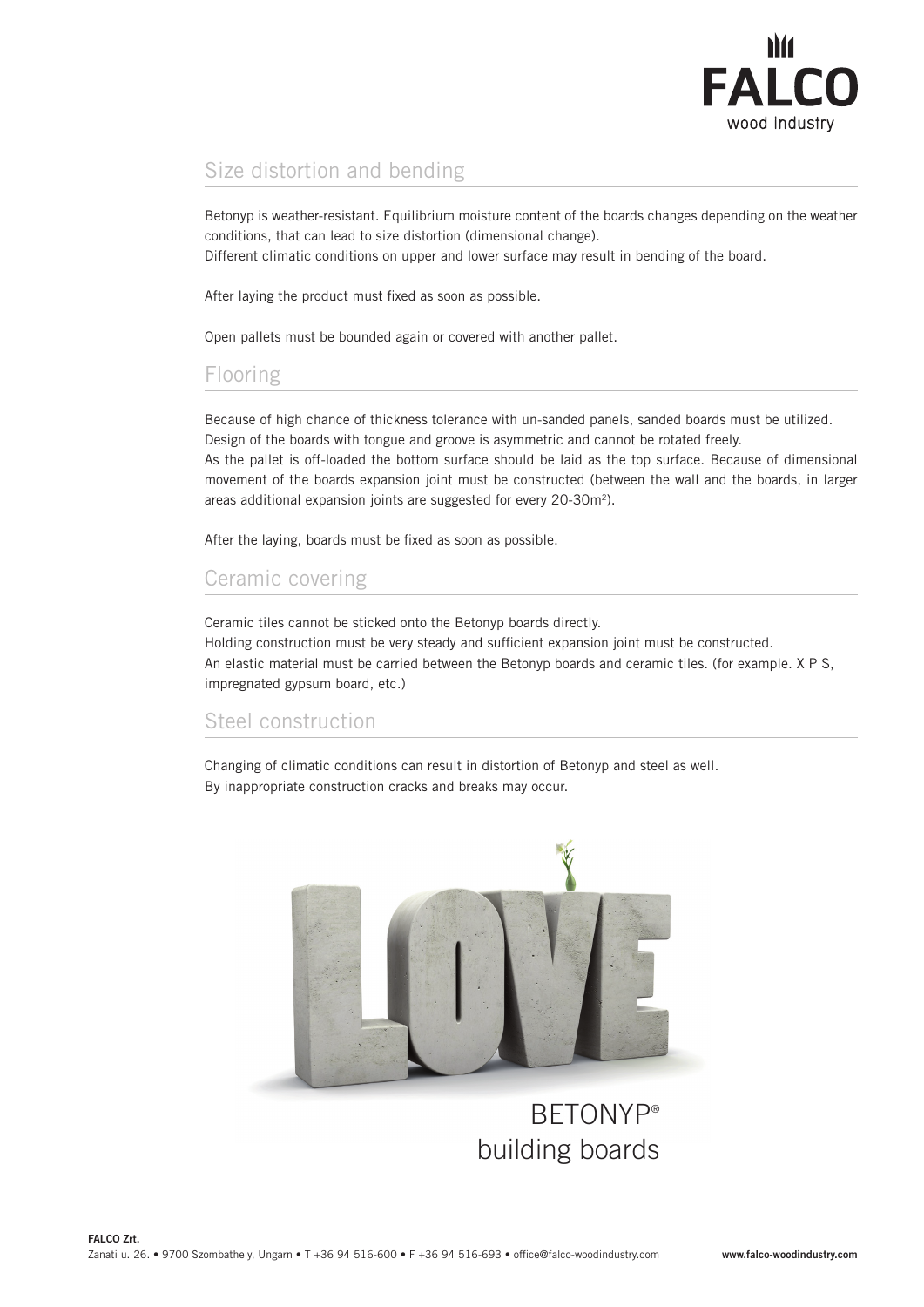## Size distortion and bending

Betonyp is weather-resistant. Equilibrium moisture content of the boards changes depending on the weather conditions, that can lead to size distortion (dimensional change).
Different climatic conditions on upper and lower surface may result in bending of the board.

After laying the product must fixed as soon as possible.

Open pallets must be bounded again or covered with another pallet.

## Flooring

Because of high chance of thickness tolerance with un-sanded panels, sanded boards must be utilized.
Design of the boards with tongue and groove is asymmetric and cannot be rotated freely.
As the pallet is off-loaded the bottom surface should be laid as the top surface. Because of dimensional movement of the boards expansion joint must be constructed (between the wall and the boards, in larger areas additional expansion joints are suggested for every 20-30m$^2$).

After the laying, boards must be fixed as soon as possible.

## Ceramic covering

Ceramic tiles cannot be sticked onto the Betonyp boards directly.
Holding construction must be very steady and sufficient expansion joint must be constructed.
An elastic material must be carried between the Betonyp boards and ceramic tiles. (for example. X P S, impregnated gypsum board, etc.)

## Steel construction

Changing of climatic conditions can result in distortion of Betonyp and steel as well.
By inappropriate construction cracks and breaks may occur.

BETONYP®
building boards

**FALCO Zrt.**
Zanati u. 26. • 9700 Szombathely, Ungarn • T +36 94 516-600 • F +36 94 516-693 • office@falco-woodindustry.com **www.falco-woodindustry.com**